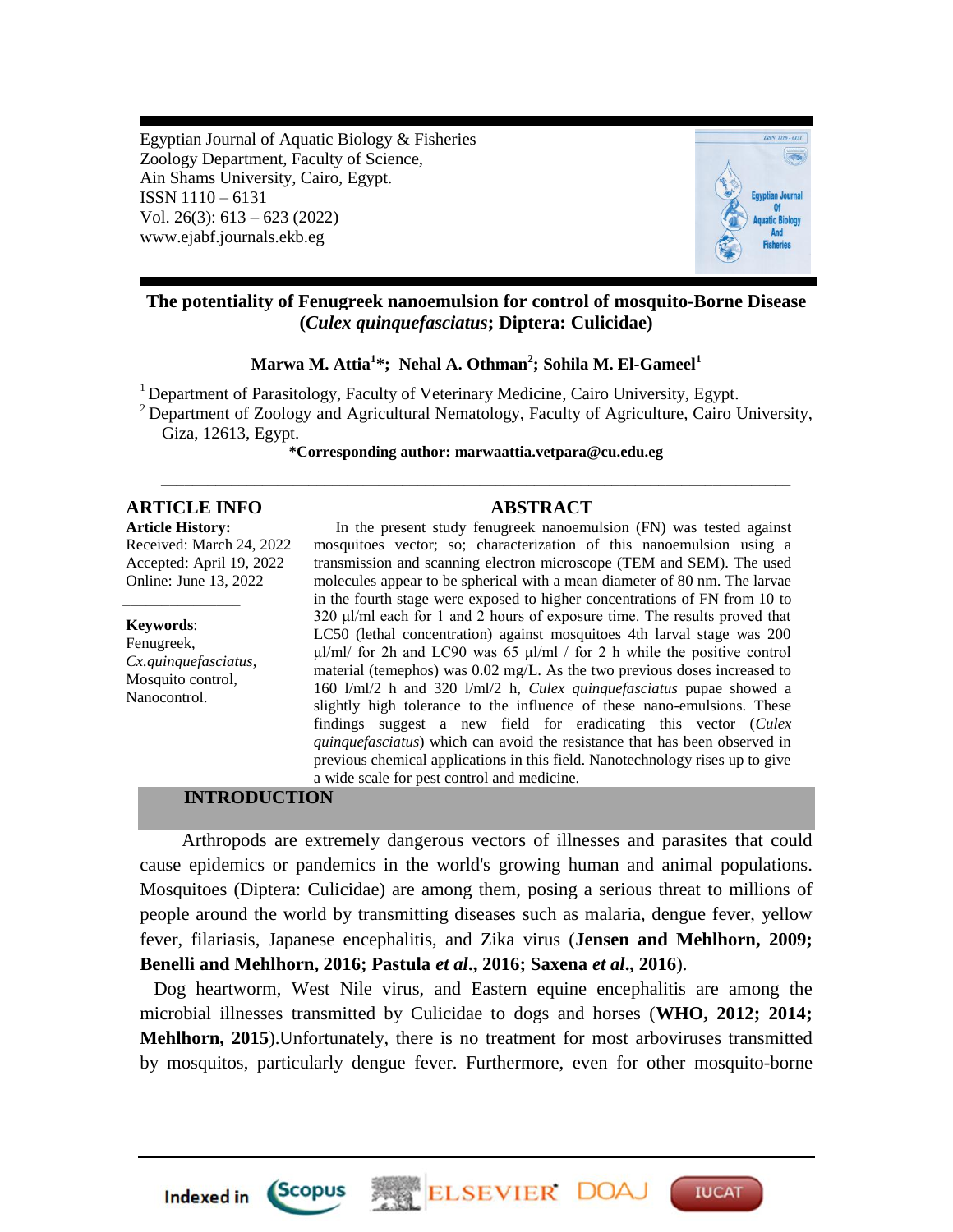Egyptian Journal of Aquatic Biology & Fisheries
Zoology Department, Faculty of Science,
Ain Shams University, Cairo, Egypt.
ISSN 1110 – 6131
Vol. 26(3): 613 – 623 (2022)
www.ejabf.journals.ekb.eg

# The potentiality of Fenugreek nanoemulsion for control of mosquito-Borne Disease (*Culex quinquefasciatus*; Diptera: Culicidae)

**Marwa M. Attia[1]\*; Nehal A. Othman[2]; Sohila M. El-Gameel[1]**

[1] Department of Parasitology, Faculty of Veterinary Medicine, Cairo University, Egypt.
[2] Department of Zoology and Agricultural Nematology, Faculty of Agriculture, Cairo University, Giza, 12613, Egypt.

**\*Corresponding author: marwaattia.vetpara@cu.edu.eg**

## ARTICLE INFO

**Article History:**
Received: March 24, 2022
Accepted: April 19, 2022
Online: June 13, 2022

**Keywords**:
Fenugreek,
*Cx.quinquefasciatus*,
Mosquito control,
Nanocontrol.

## ABSTRACT

In the present study fenugreek nanoemulsion (FN) was tested against mosquitoes vector; so; characterization of this nanoemulsion using a transmission and scanning electron microscope (TEM and SEM). The used molecules appear to be spherical with a mean diameter of 80 nm. The larvae in the fourth stage were exposed to higher concentrations of FN from 10 to 320 µl/ml each for 1 and 2 hours of exposure time. The results proved that LC50 (lethal concentration) against mosquitoes 4th larval stage was 200 µl/ml/ for 2h and LC90 was 65 µl/ml / for 2 h while the positive control material (temephos) was 0.02 mg/L. As the two previous doses increased to 160 l/ml/2 h and 320 l/ml/2 h, *Culex quinquefasciatus* pupae showed a slightly high tolerance to the influence of these nano-emulsions. These findings suggest a new field for eradicating this vector (*Culex quinquefasciatus*) which can avoid the resistance that has been observed in previous chemical applications in this field. Nanotechnology rises up to give a wide scale for pest control and medicine.

## INTRODUCTION

Arthropods are extremely dangerous vectors of illnesses and parasites that could cause epidemics or pandemics in the world's growing human and animal populations. Mosquitoes (Diptera: Culicidae) are among them, posing a serious threat to millions of people around the world by transmitting diseases such as malaria, dengue fever, yellow fever, filariasis, Japanese encephalitis, and Zika virus (**Jensen and Mehlhorn, 2009; Benelli and Mehlhorn, 2016; Pastula *et al*., 2016; Saxena *et al*., 2016**).

Dog heartworm, West Nile virus, and Eastern equine encephalitis are among the microbial illnesses transmitted by Culicidae to dogs and horses (**WHO, 2012; 2014; Mehlhorn, 2015**).Unfortunately, there is no treatment for most arboviruses transmitted by mosquitos, particularly dengue fever. Furthermore, even for other mosquito-borne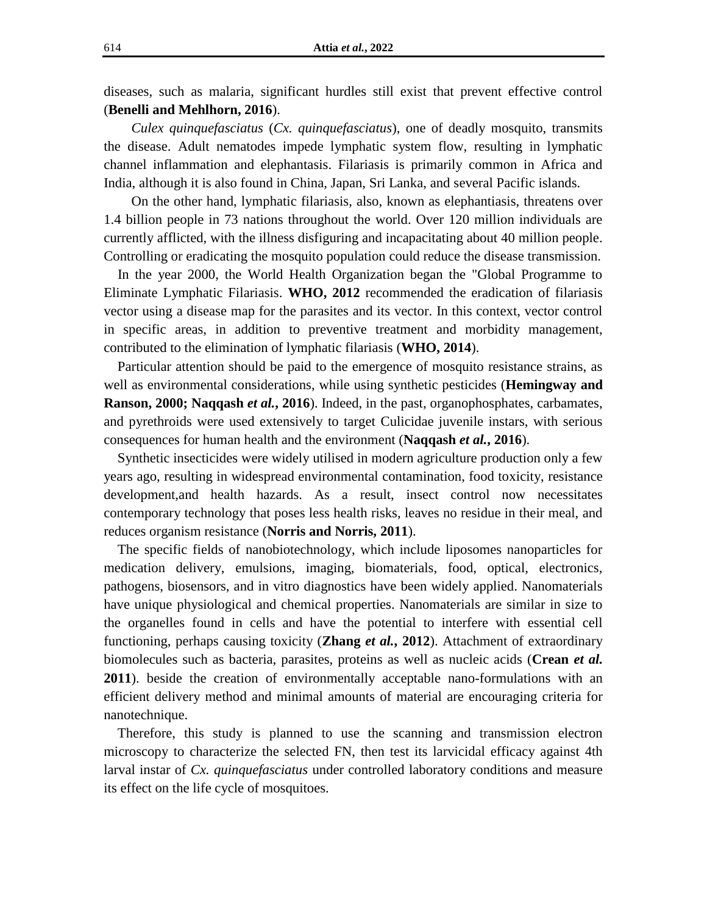diseases, such as malaria, significant hurdles still exist that prevent effective control (**Benelli and Mehlhorn, 2016**).

*Culex quinquefasciatus* (*Cx. quinquefasciatus*), one of deadly mosquito, transmits the disease. Adult nematodes impede lymphatic system flow, resulting in lymphatic channel inflammation and elephantasis. Filariasis is primarily common in Africa and India, although it is also found in China, Japan, Sri Lanka, and several Pacific islands.

On the other hand, lymphatic filariasis, also, known as elephantiasis, threatens over 1.4 billion people in 73 nations throughout the world. Over 120 million individuals are currently afflicted, with the illness disfiguring and incapacitating about 40 million people. Controlling or eradicating the mosquito population could reduce the disease transmission.

In the year 2000, the World Health Organization began the "Global Programme to Eliminate Lymphatic Filariasis. **WHO, 2012** recommended the eradication of filariasis vector using a disease map for the parasites and its vector. In this context, vector control in specific areas, in addition to preventive treatment and morbidity management, contributed to the elimination of lymphatic filariasis (**WHO, 2014**).

Particular attention should be paid to the emergence of mosquito resistance strains, as well as environmental considerations, while using synthetic pesticides (**Hemingway and Ranson, 2000; Naqqash *et al.*, 2016**). Indeed, in the past, organophosphates, carbamates, and pyrethroids were used extensively to target Culicidae juvenile instars, with serious consequences for human health and the environment (**Naqqash *et al.*, 2016**).

Synthetic insecticides were widely utilised in modern agriculture production only a few years ago, resulting in widespread environmental contamination, food toxicity, resistance development,and health hazards. As a result, insect control now necessitates contemporary technology that poses less health risks, leaves no residue in their meal, and reduces organism resistance (**Norris and Norris, 2011**).

The specific fields of nanobiotechnology, which include liposomes nanoparticles for medication delivery, emulsions, imaging, biomaterials, food, optical, electronics, pathogens, biosensors, and in vitro diagnostics have been widely applied. Nanomaterials have unique physiological and chemical properties. Nanomaterials are similar in size to the organelles found in cells and have the potential to interfere with essential cell functioning, perhaps causing toxicity (**Zhang *et al.*, 2012**). Attachment of extraordinary biomolecules such as bacteria, parasites, proteins as well as nucleic acids (**Crean *et al.* 2011**). beside the creation of environmentally acceptable nano-formulations with an efficient delivery method and minimal amounts of material are encouraging criteria for nanotechnique.

Therefore, this study is planned to use the scanning and transmission electron microscopy to characterize the selected FN, then test its larvicidal efficacy against 4th larval instar of *Cx. quinquefasciatus* under controlled laboratory conditions and measure its effect on the life cycle of mosquitoes.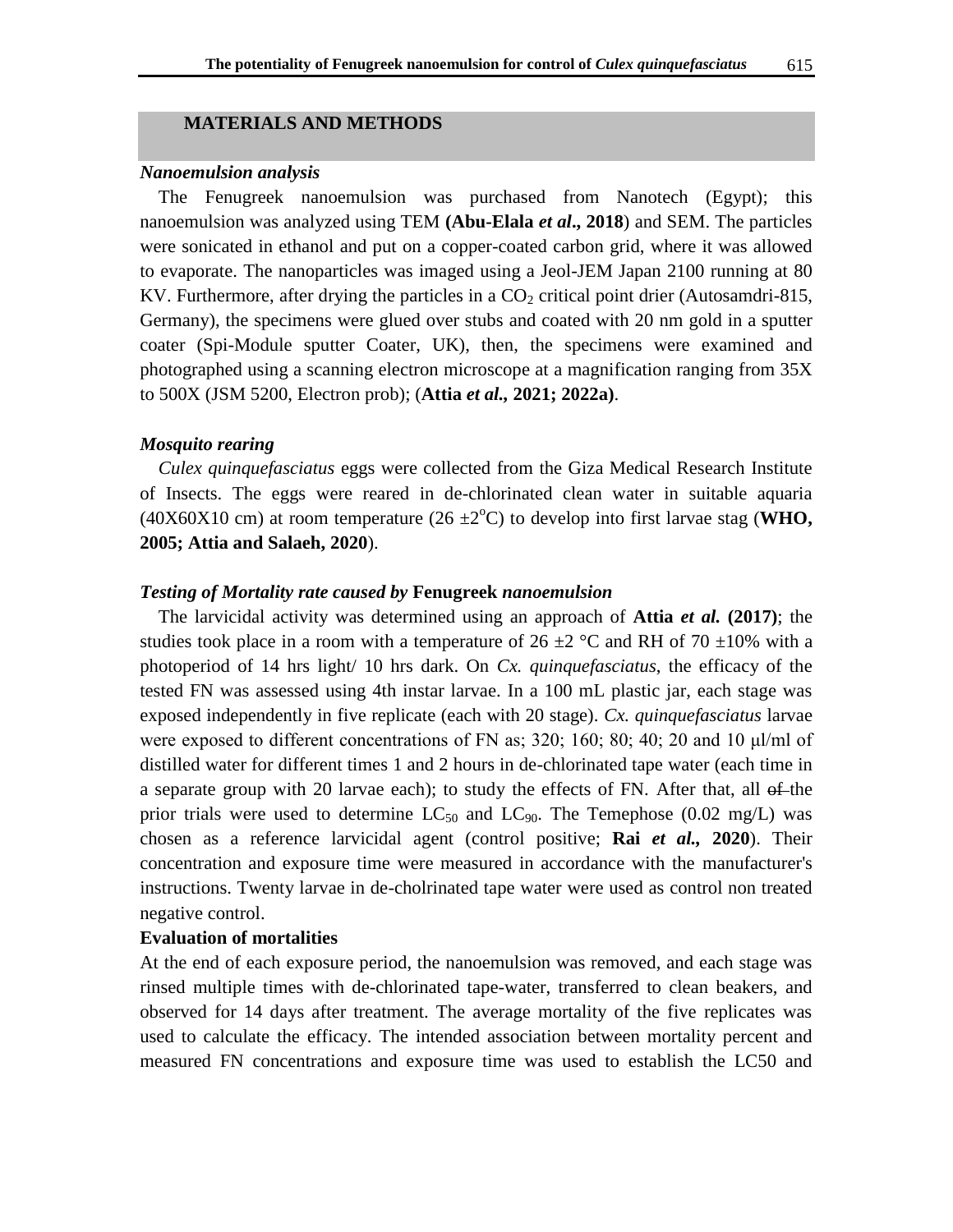## MATERIALS AND METHODS

### *Nanoemulsion analysis*

The Fenugreek nanoemulsion was purchased from Nanotech (Egypt); this nanoemulsion was analyzed using TEM **(Abu-Elala *et al*., 2018**) and SEM. The particles were sonicated in ethanol and put on a copper-coated carbon grid, where it was allowed to evaporate. The nanoparticles was imaged using a Jeol-JEM Japan 2100 running at 80 KV. Furthermore, after drying the particles in a $CO_2$ critical point drier (Autosamdri-815, Germany), the specimens were glued over stubs and coated with 20 nm gold in a sputter coater (Spi-Module sputter Coater, UK), then, the specimens were examined and photographed using a scanning electron microscope at a magnification ranging from 35X to 500X (JSM 5200, Electron prob); (**Attia *et al.*, 2021; 2022a)**.

### *Mosquito rearing*

*Culex quinquefasciatus* eggs were collected from the Giza Medical Research Institute of Insects. The eggs were reared in de-chlorinated clean water in suitable aquaria (40X60X10 cm) at room temperature (26 ±2°C) to develop into first larvae stag (**WHO, 2005; Attia and Salaeh, 2020**).

### *Testing of Mortality rate caused by* **Fenugreek** *nanoemulsion*

The larvicidal activity was determined using an approach of **Attia *et al.* (2017)**; the studies took place in a room with a temperature of 26 ±2 °C and RH of 70 ±10% with a photoperiod of 14 hrs light/ 10 hrs dark. On *Cx. quinquefasciatus*, the efficacy of the tested FN was assessed using 4th instar larvae. In a 100 mL plastic jar, each stage was exposed independently in five replicate (each with 20 stage). *Cx. quinquefasciatus* larvae were exposed to different concentrations of FN as; 320; 160; 80; 40; 20 and 10 µl/ml of distilled water for different times 1 and 2 hours in de-chlorinated tape water (each time in a separate group with 20 larvae each); to study the effects of FN. After that, all ~~of~~ the prior trials were used to determine $LC_{50}$ and $LC_{90}$. The Temephose (0.02 mg/L) was chosen as a reference larvicidal agent (control positive; **Rai *et al.*, 2020**). Their concentration and exposure time were measured in accordance with the manufacturer's instructions. Twenty larvae in de-cholrinated tape water were used as control non treated negative control.

**Evaluation of mortalities**

At the end of each exposure period, the nanoemulsion was removed, and each stage was rinsed multiple times with de-chlorinated tape-water, transferred to clean beakers, and observed for 14 days after treatment. The average mortality of the five replicates was used to calculate the efficacy. The intended association between mortality percent and measured FN concentrations and exposure time was used to establish the LC50 and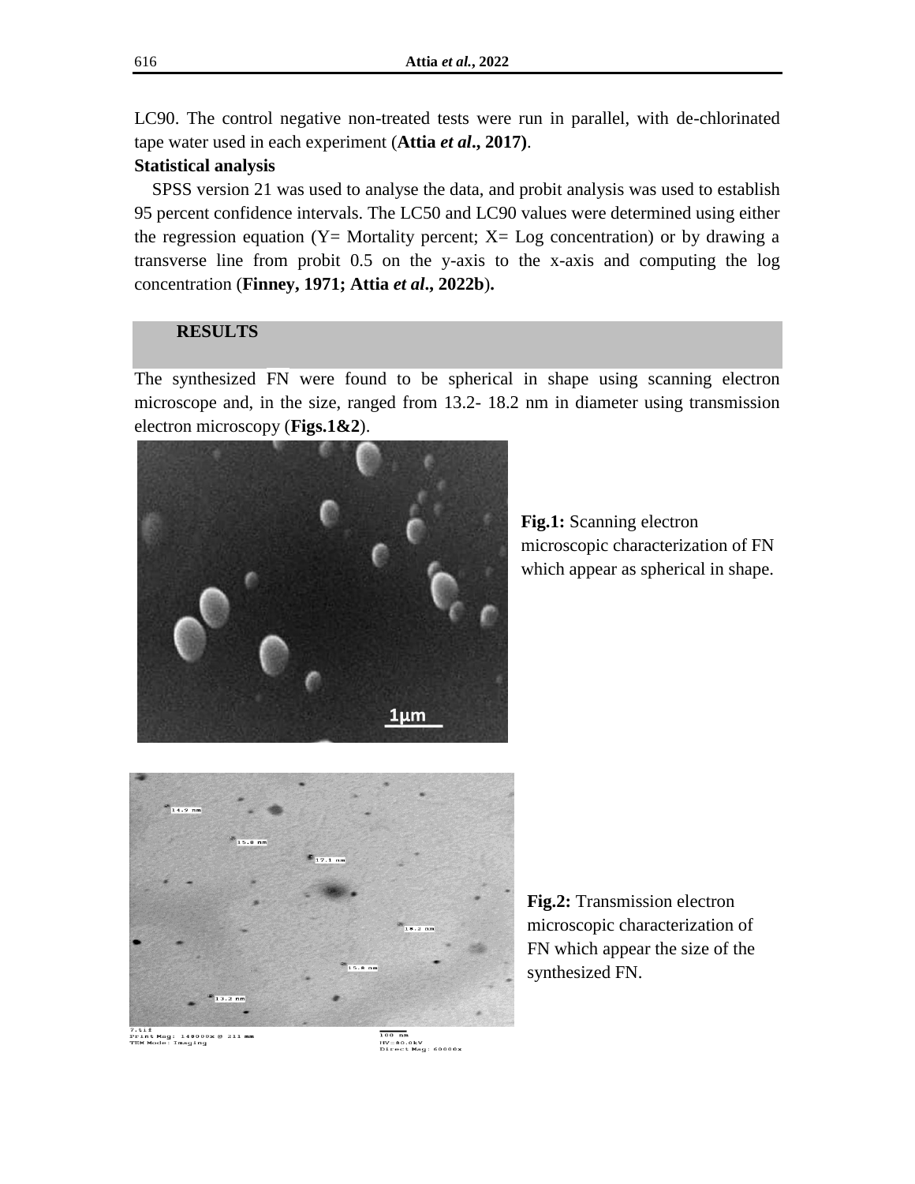LC90. The control negative non-treated tests were run in parallel, with de-chlorinated tape water used in each experiment (**Attia *et al*., 2017)**.

**Statistical analysis**

SPSS version 21 was used to analyse the data, and probit analysis was used to establish 95 percent confidence intervals. The LC50 and LC90 values were determined using either the regression equation (Y= Mortality percent; X= Log concentration) or by drawing a transverse line from probit 0.5 on the y-axis to the x-axis and computing the log concentration (**Finney, 1971; Attia *et al*., 2022b**).

## RESULTS

The synthesized FN were found to be spherical in shape using scanning electron microscope and, in the size, ranged from 13.2- 18.2 nm in diameter using transmission electron microscopy (**Figs.1&2**).

**Fig.1:** Scanning electron microscopic characterization of FN which appear as spherical in shape.

**Fig.2:** Transmission electron microscopic characterization of FN which appear the size of the synthesized FN.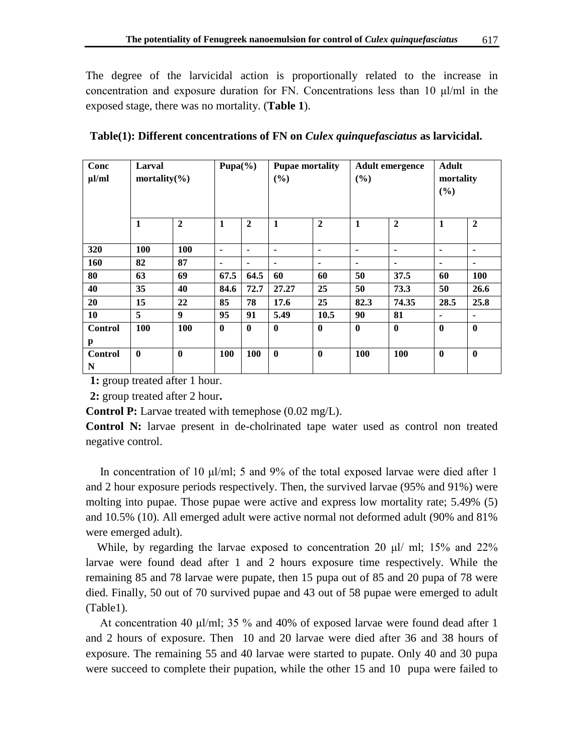The degree of the larvicidal action is proportionally related to the increase in concentration and exposure duration for FN. Concentrations less than 10 μl/ml in the exposed stage, there was no mortality. (**Table 1**).

**Table(1): Different concentrations of FN on *Culex quinquefasciatus* as larvicidal.**

| Conc μl/ml | Larval mortality(%) | | Pupa(%) | | Pupae mortality (%) | | Adult emergence (%) | | Adult mortality (%) | |
|---|---|---|---|---|---|---|---|---|---|---|
| | 1 | 2 | 1 | 2 | 1 | 2 | 1 | 2 | 1 | 2 |
| 320 | 100 | 100 | - | - | - | - | - | - | - | - |
| 160 | 82 | 87 | - | - | - | - | - | - | - | - |
| 80 | 63 | 69 | 67.5 | 64.5 | 60 | 60 | 50 | 37.5 | 60 | 100 |
| 40 | 35 | 40 | 84.6 | 72.7 | 27.27 | 25 | 50 | 73.3 | 50 | 26.6 |
| 20 | 15 | 22 | 85 | 78 | 17.6 | 25 | 82.3 | 74.35 | 28.5 | 25.8 |
| 10 | 5 | 9 | 95 | 91 | 5.49 | 10.5 | 90 | 81 | - | - |
| Control p | 100 | 100 | 0 | 0 | 0 | 0 | 0 | 0 | 0 | 0 |
| Control N | 0 | 0 | 100 | 100 | 0 | 0 | 100 | 100 | 0 | 0 |

**1:** group treated after 1 hour.

**2:** group treated after 2 hour**.**

**Control P:** Larvae treated with temephose (0.02 mg/L).

**Control N:** larvae present in de-cholrinated tape water used as control non treated negative control.

In concentration of 10 μl/ml; 5 and 9% of the total exposed larvae were died after 1 and 2 hour exposure periods respectively. Then, the survived larvae (95% and 91%) were molting into pupae. Those pupae were active and express low mortality rate; 5.49% (5) and 10.5% (10). All emerged adult were active normal not deformed adult (90% and 81% were emerged adult).

While, by regarding the larvae exposed to concentration 20 μl/ ml; 15% and 22% larvae were found dead after 1 and 2 hours exposure time respectively. While the remaining 85 and 78 larvae were pupate, then 15 pupa out of 85 and 20 pupa of 78 were died. Finally, 50 out of 70 survived pupae and 43 out of 58 pupae were emerged to adult (Table1).

At concentration 40 μl/ml; 35 % and 40% of exposed larvae were found dead after 1 and 2 hours of exposure. Then 10 and 20 larvae were died after 36 and 38 hours of exposure. The remaining 55 and 40 larvae were started to pupate. Only 40 and 30 pupa were succeed to complete their pupation, while the other 15 and 10 pupa were failed to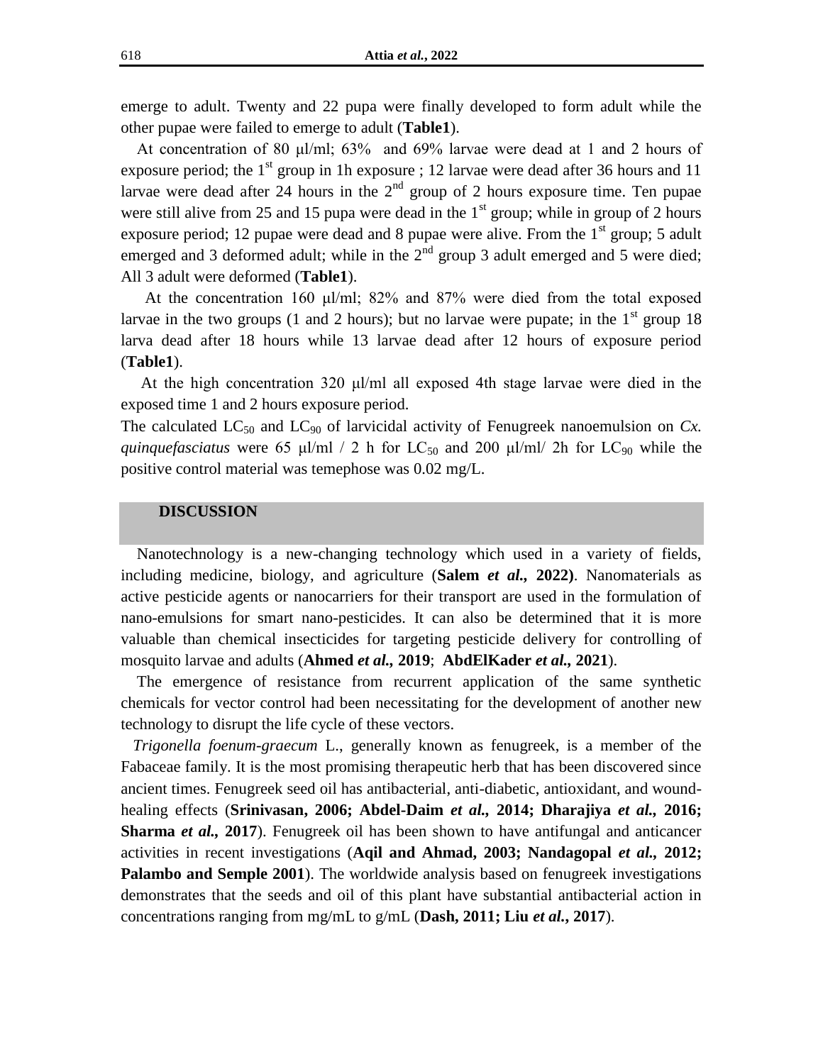emerge to adult. Twenty and 22 pupa were finally developed to form adult while the other pupae were failed to emerge to adult (**Table1**).

At concentration of 80 µl/ml; 63% and 69% larvae were dead at 1 and 2 hours of exposure period; the 1st group in 1h exposure ; 12 larvae were dead after 36 hours and 11 larvae were dead after 24 hours in the 2nd group of 2 hours exposure time. Ten pupae were still alive from 25 and 15 pupa were dead in the 1st group; while in group of 2 hours exposure period; 12 pupae were dead and 8 pupae were alive. From the 1st group; 5 adult emerged and 3 deformed adult; while in the 2nd group 3 adult emerged and 5 were died; All 3 adult were deformed (**Table1**).

At the concentration 160 µl/ml; 82% and 87% were died from the total exposed larvae in the two groups (1 and 2 hours); but no larvae were pupate; in the 1st group 18 larva dead after 18 hours while 13 larvae dead after 12 hours of exposure period (**Table1**).

At the high concentration 320 µl/ml all exposed 4th stage larvae were died in the exposed time 1 and 2 hours exposure period.

The calculated $LC_{50}$ and $LC_{90}$ of larvicidal activity of Fenugreek nanoemulsion on *Cx. quinquefasciatus* were 65 µl/ml / 2 h for $LC_{50}$ and 200 µl/ml/ 2h for $LC_{90}$ while the positive control material was temephose was 0.02 mg/L.

## DISCUSSION

Nanotechnology is a new-changing technology which used in a variety of fields, including medicine, biology, and agriculture (**Salem *et al.,* 2022)**. Nanomaterials as active pesticide agents or nanocarriers for their transport are used in the formulation of nano-emulsions for smart nano-pesticides. It can also be determined that it is more valuable than chemical insecticides for targeting pesticide delivery for controlling of mosquito larvae and adults (**Ahmed *et al.,* 2019**; **AbdElKader *et al.,* 2021**).

The emergence of resistance from recurrent application of the same synthetic chemicals for vector control had been necessitating for the development of another new technology to disrupt the life cycle of these vectors.

*Trigonella foenum-graecum* L., generally known as fenugreek, is a member of the Fabaceae family. It is the most promising therapeutic herb that has been discovered since ancient times. Fenugreek seed oil has antibacterial, anti-diabetic, antioxidant, and wound-healing effects (**Srinivasan, 2006; Abdel-Daim *et al.,* 2014; Dharajiya *et al.,* 2016; Sharma *et al.,* 2017**). Fenugreek oil has been shown to have antifungal and anticancer activities in recent investigations (**Aqil and Ahmad, 2003; Nandagopal *et al.,* 2012; Palambo and Semple 2001**). The worldwide analysis based on fenugreek investigations demonstrates that the seeds and oil of this plant have substantial antibacterial action in concentrations ranging from mg/mL to g/mL (**Dash, 2011; Liu *et al.*, 2017**).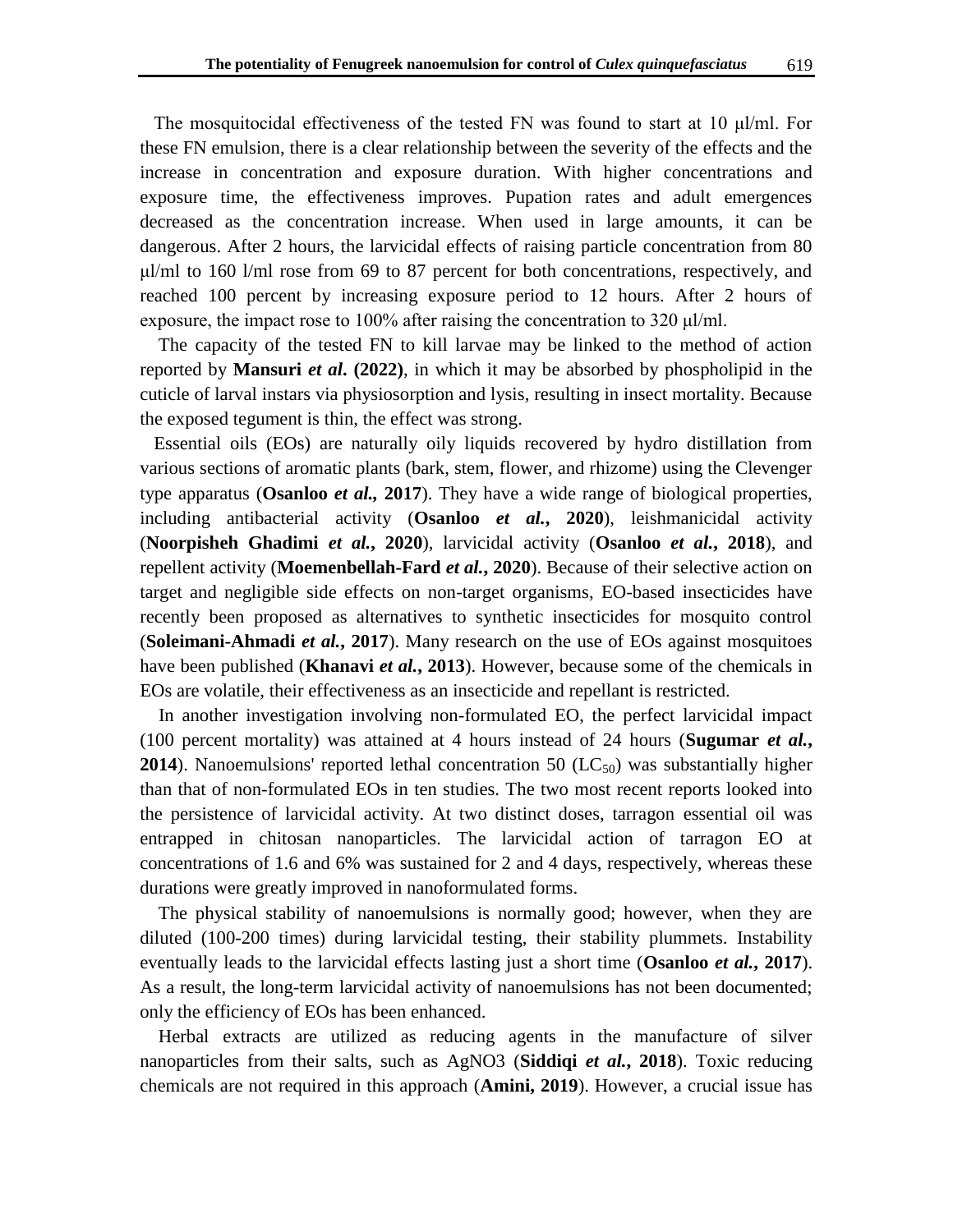The mosquitocidal effectiveness of the tested FN was found to start at 10 μl/ml. For these FN emulsion, there is a clear relationship between the severity of the effects and the increase in concentration and exposure duration. With higher concentrations and exposure time, the effectiveness improves. Pupation rates and adult emergences decreased as the concentration increase. When used in large amounts, it can be dangerous. After 2 hours, the larvicidal effects of raising particle concentration from 80 μl/ml to 160 l/ml rose from 69 to 87 percent for both concentrations, respectively, and reached 100 percent by increasing exposure period to 12 hours. After 2 hours of exposure, the impact rose to 100% after raising the concentration to 320 μl/ml.

The capacity of the tested FN to kill larvae may be linked to the method of action reported by **Mansuri *et al*. (2022)**, in which it may be absorbed by phospholipid in the cuticle of larval instars via physiosorption and lysis, resulting in insect mortality. Because the exposed tegument is thin, the effect was strong.

Essential oils (EOs) are naturally oily liquids recovered by hydro distillation from various sections of aromatic plants (bark, stem, flower, and rhizome) using the Clevenger type apparatus (**Osanloo *et al.,* 2017**). They have a wide range of biological properties, including antibacterial activity (**Osanloo *et al.*, 2020**), leishmanicidal activity (**Noorpisheh Ghadimi *et al.*, 2020**), larvicidal activity (**Osanloo *et al.*, 2018**), and repellent activity (**Moemenbellah-Fard *et al.*, 2020**). Because of their selective action on target and negligible side effects on non-target organisms, EO-based insecticides have recently been proposed as alternatives to synthetic insecticides for mosquito control (**Soleimani-Ahmadi *et al.*, 2017**). Many research on the use of EOs against mosquitoes have been published (**Khanavi *et al.*, 2013**). However, because some of the chemicals in EOs are volatile, their effectiveness as an insecticide and repellant is restricted.

In another investigation involving non-formulated EO, the perfect larvicidal impact (100 percent mortality) was attained at 4 hours instead of 24 hours (**Sugumar *et al.*, 2014**). Nanoemulsions' reported lethal concentration 50 ($LC_{50}$) was substantially higher than that of non-formulated EOs in ten studies. The two most recent reports looked into the persistence of larvicidal activity. At two distinct doses, tarragon essential oil was entrapped in chitosan nanoparticles. The larvicidal action of tarragon EO at concentrations of 1.6 and 6% was sustained for 2 and 4 days, respectively, whereas these durations were greatly improved in nanoformulated forms.

The physical stability of nanoemulsions is normally good; however, when they are diluted (100-200 times) during larvicidal testing, their stability plummets. Instability eventually leads to the larvicidal effects lasting just a short time (**Osanloo *et al.*, 2017**). As a result, the long-term larvicidal activity of nanoemulsions has not been documented; only the efficiency of EOs has been enhanced.

Herbal extracts are utilized as reducing agents in the manufacture of silver nanoparticles from their salts, such as $AgNO_3$ (**Siddiqi *et al.*, 2018**). Toxic reducing chemicals are not required in this approach (**Amini, 2019**). However, a crucial issue has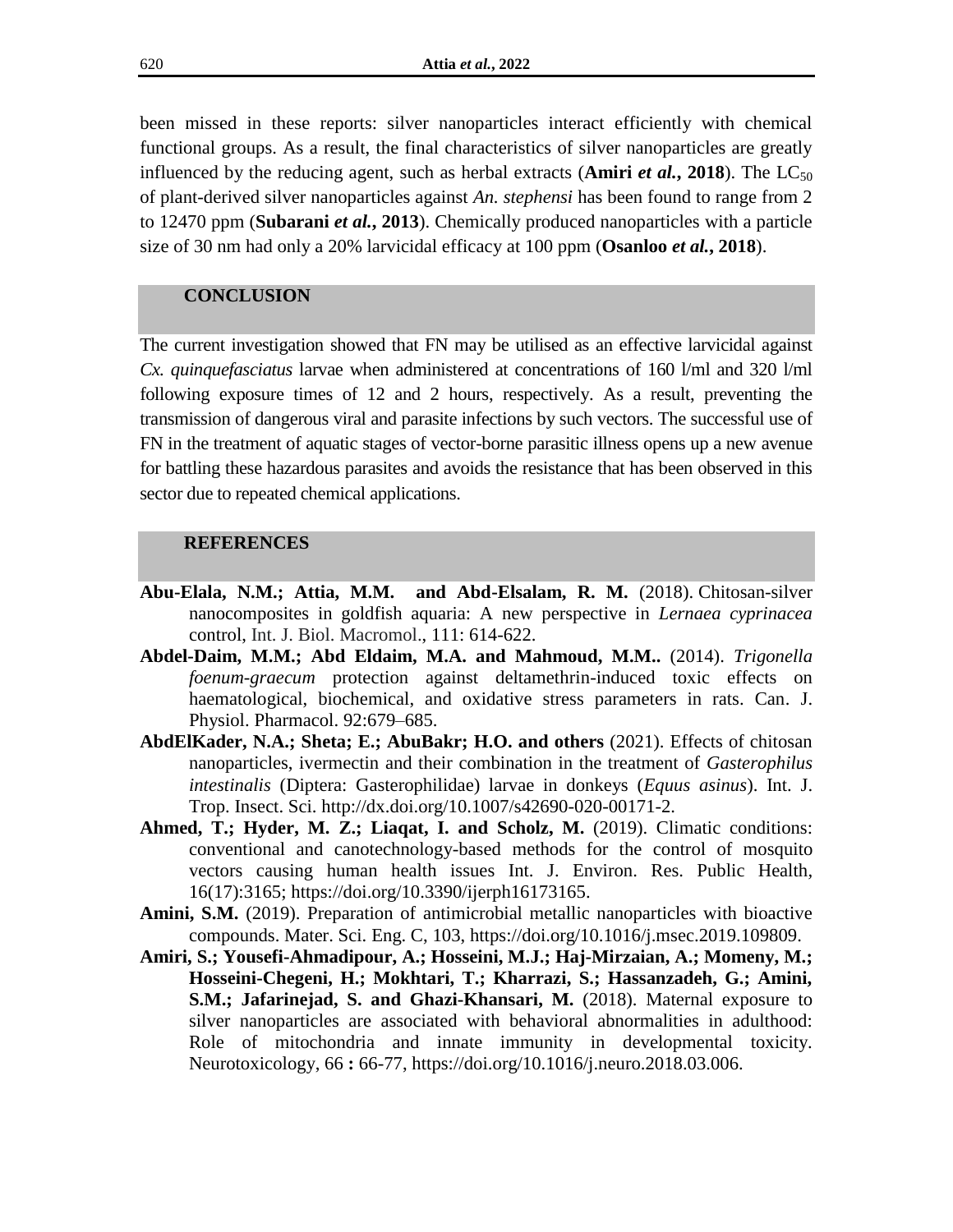been missed in these reports: silver nanoparticles interact efficiently with chemical functional groups. As a result, the final characteristics of silver nanoparticles are greatly influenced by the reducing agent, such as herbal extracts (**Amiri *et al.*, 2018**). The $LC_{50}$ of plant-derived silver nanoparticles against *An. stephensi* has been found to range from 2 to 12470 ppm (**Subarani *et al.*, 2013**). Chemically produced nanoparticles with a particle size of 30 nm had only a 20% larvicidal efficacy at 100 ppm (**Osanloo *et al.*, 2018**).

## CONCLUSION

The current investigation showed that FN may be utilised as an effective larvicidal against *Cx. quinquefasciatus* larvae when administered at concentrations of 160 l/ml and 320 l/ml following exposure times of 12 and 2 hours, respectively. As a result, preventing the transmission of dangerous viral and parasite infections by such vectors. The successful use of FN in the treatment of aquatic stages of vector-borne parasitic illness opens up a new avenue for battling these hazardous parasites and avoids the resistance that has been observed in this sector due to repeated chemical applications.

## REFERENCES

**Abu-Elala, N.M.; Attia, M.M. and Abd-Elsalam, R. M.** (2018). Chitosan-silver nanocomposites in goldfish aquaria: A new perspective in *Lernaea cyprinacea* control, Int. J. Biol. Macromol., 111: 614-622.

**Abdel-Daim, M.M.; Abd Eldaim, M.A. and Mahmoud, M.M..** (2014). *Trigonella foenum-graecum* protection against deltamethrin-induced toxic effects on haematological, biochemical, and oxidative stress parameters in rats. Can. J. Physiol. Pharmacol. 92:679–685.

**AbdElKader, N.A.; Sheta; E.; AbuBakr; H.O. and others** (2021). Effects of chitosan nanoparticles, ivermectin and their combination in the treatment of *Gasterophilus intestinalis* (Diptera: Gasterophilidae) larvae in donkeys (*Equus asinus*). Int. J. Trop. Insect. Sci. http://dx.doi.org/10.1007/s42690-020-00171-2.

**Ahmed, T.; Hyder, M. Z.; Liaqat, I. and Scholz, M.** (2019). Climatic conditions: conventional and canotechnology-based methods for the control of mosquito vectors causing human health issues Int. J. Environ. Res. Public Health, 16(17):3165; https://doi.org/10.3390/ijerph16173165.

**Amini, S.M.** (2019). Preparation of antimicrobial metallic nanoparticles with bioactive compounds. Mater. Sci. Eng. C, 103, https://doi.org/10.1016/j.msec.2019.109809.

**Amiri, S.; Yousefi-Ahmadipour, A.; Hosseini, M.J.; Haj-Mirzaian, A.; Momeny, M.; Hosseini-Chegeni, H.; Mokhtari, T.; Kharrazi, S.; Hassanzadeh, G.; Amini, S.M.; Jafarinejad, S. and Ghazi-Khansari, M.** (2018). Maternal exposure to silver nanoparticles are associated with behavioral abnormalities in adulthood: Role of mitochondria and innate immunity in developmental toxicity. Neurotoxicology, 66 **:** 66-77, https://doi.org/10.1016/j.neuro.2018.03.006.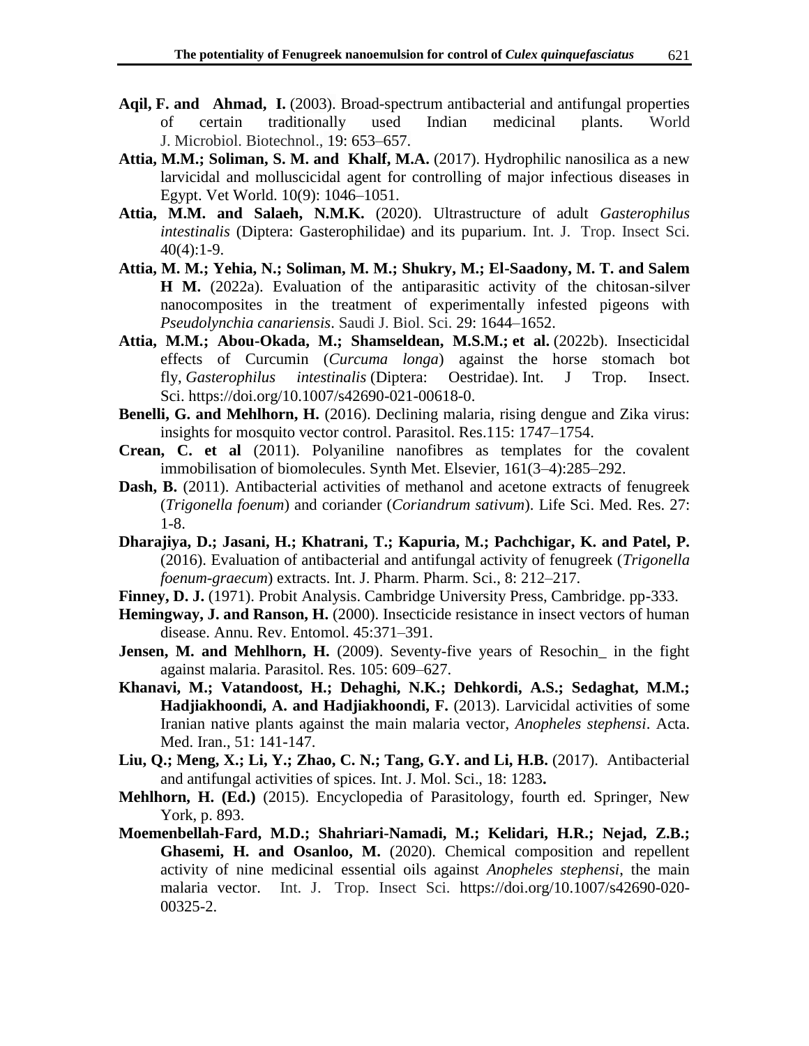**Aqil, F. and Ahmad, I.** (2003). Broad-spectrum antibacterial and antifungal properties of certain traditionally used Indian medicinal plants. World J. Microbiol. Biotechnol., 19: 653–657.

**Attia, M.M.; Soliman, S. M. and Khalf, M.A.** (2017). Hydrophilic nanosilica as a new larvicidal and molluscicidal agent for controlling of major infectious diseases in Egypt. Vet World. 10(9): 1046–1051.

**Attia, M.M. and Salaeh, N.M.K.** (2020). Ultrastructure of adult *Gasterophilus intestinalis* (Diptera: Gasterophilidae) and its puparium. Int. J. Trop. Insect Sci. 40(4):1-9.

**Attia, M. M.; Yehia, N.; Soliman, M. M.; Shukry, M.; El-Saadony, M. T. and Salem H M.** (2022a). Evaluation of the antiparasitic activity of the chitosan-silver nanocomposites in the treatment of experimentally infested pigeons with *Pseudolynchia canariensis*. Saudi J. Biol. Sci. 29: 1644–1652.

**Attia, M.M.; Abou-Okada, M.; Shamseldean, M.S.M.; et al.** (2022b). Insecticidal effects of Curcumin (*Curcuma longa*) against the horse stomach bot fly, *Gasterophilus intestinalis* (Diptera: Oestridae). Int. J Trop. Insect. Sci. https://doi.org/10.1007/s42690-021-00618-0.

**Benelli, G. and Mehlhorn, H.** (2016). Declining malaria, rising dengue and Zika virus: insights for mosquito vector control. Parasitol. Res.115: 1747–1754.

**Crean, C. et al** (2011). Polyaniline nanofibres as templates for the covalent immobilisation of biomolecules. Synth Met. Elsevier, 161(3–4):285–292.

**Dash, B.** (2011). Antibacterial activities of methanol and acetone extracts of fenugreek (*Trigonella foenum*) and coriander (*Coriandrum sativum*). Life Sci. Med. Res. 27: 1-8.

**Dharajiya, D.; Jasani, H.; Khatrani, T.; Kapuria, M.; Pachchigar, K. and Patel, P.** (2016). Evaluation of antibacterial and antifungal activity of fenugreek (*Trigonella foenum-graecum*) extracts. Int. J. Pharm. Pharm. Sci., 8: 212–217.

**Finney, D. J.** (1971). Probit Analysis. Cambridge University Press, Cambridge. pp-333.

**Hemingway, J. and Ranson, H.** (2000). Insecticide resistance in insect vectors of human disease. Annu. Rev. Entomol. 45:371–391.

**Jensen, M. and Mehlhorn, H.** (2009). Seventy-five years of Resochin_ in the fight against malaria. Parasitol. Res. 105: 609–627.

**Khanavi, M.; Vatandoost, H.; Dehaghi, N.K.; Dehkordi, A.S.; Sedaghat, M.M.; Hadjiakhoondi, A. and Hadjiakhoondi, F.** (2013). Larvicidal activities of some Iranian native plants against the main malaria vector, *Anopheles stephensi*. Acta. Med. Iran., 51: 141-147.

**Liu, Q.; Meng, X.; Li, Y.; Zhao, C. N.; Tang, G.Y. and Li, H.B.** (2017). Antibacterial and antifungal activities of spices. Int. J. Mol. Sci., 18: 1283**.**

**Mehlhorn, H. (Ed.)** (2015). Encyclopedia of Parasitology, fourth ed. Springer, New York, p. 893.

**Moemenbellah-Fard, M.D.; Shahriari-Namadi, M.; Kelidari, H.R.; Nejad, Z.B.; Ghasemi, H. and Osanloo, M.** (2020). Chemical composition and repellent activity of nine medicinal essential oils against *Anopheles stephensi*, the main malaria vector. Int. J. Trop. Insect Sci. https://doi.org/10.1007/s42690-020-00325-2.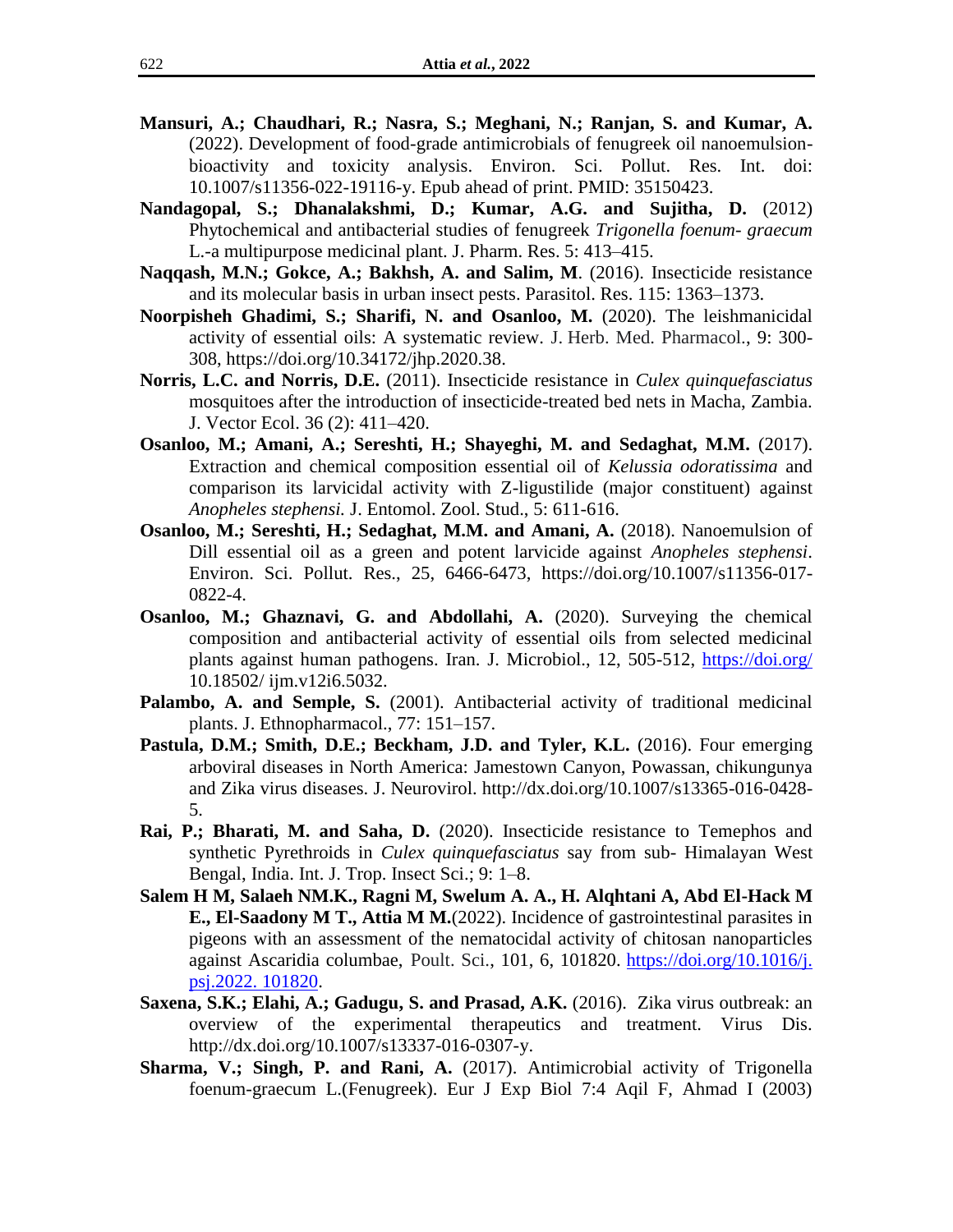**Mansuri, A.; Chaudhari, R.; Nasra, S.; Meghani, N.; Ranjan, S. and Kumar, A.** (2022). Development of food-grade antimicrobials of fenugreek oil nanoemulsion-bioactivity and toxicity analysis. Environ. Sci. Pollut. Res. Int. doi: 10.1007/s11356-022-19116-y. Epub ahead of print. PMID: 35150423.

**Nandagopal, S.; Dhanalakshmi, D.; Kumar, A.G. and Sujitha, D.** (2012) Phytochemical and antibacterial studies of fenugreek *Trigonella foenum- graecum* L.-a multipurpose medicinal plant. J. Pharm. Res. 5: 413–415.

**Naqqash, M.N.; Gokce, A.; Bakhsh, A. and Salim, M**. (2016). Insecticide resistance and its molecular basis in urban insect pests. Parasitol. Res. 115: 1363–1373.

**Noorpisheh Ghadimi, S.; Sharifi, N. and Osanloo, M.** (2020). The leishmanicidal activity of essential oils: A systematic review. J. Herb. Med. Pharmacol., 9: 300-308, https://doi.org/10.34172/jhp.2020.38.

**Norris, L.C. and Norris, D.E.** (2011). Insecticide resistance in *Culex quinquefasciatus* mosquitoes after the introduction of insecticide-treated bed nets in Macha, Zambia. J. Vector Ecol. 36 (2): 411–420.

**Osanloo, M.; Amani, A.; Sereshti, H.; Shayeghi, M. and Sedaghat, M.M.** (2017). Extraction and chemical composition essential oil of *Kelussia odoratissima* and comparison its larvicidal activity with Z-ligustilide (major constituent) against *Anopheles stephensi.* J. Entomol. Zool. Stud., 5: 611-616.

**Osanloo, M.; Sereshti, H.; Sedaghat, M.M. and Amani, A.** (2018). Nanoemulsion of Dill essential oil as a green and potent larvicide against *Anopheles stephensi*. Environ. Sci. Pollut. Res., 25, 6466-6473, https://doi.org/10.1007/s11356-017-0822-4.

**Osanloo, M.; Ghaznavi, G. and Abdollahi, A.** (2020). Surveying the chemical composition and antibacterial activity of essential oils from selected medicinal plants against human pathogens. Iran. J. Microbiol., 12, 505-512, https://doi.org/ 10.18502/ ijm.v12i6.5032.

**Palambo, A. and Semple, S.** (2001). Antibacterial activity of traditional medicinal plants. J. Ethnopharmacol., 77: 151–157.

**Pastula, D.M.; Smith, D.E.; Beckham, J.D. and Tyler, K.L.** (2016). Four emerging arboviral diseases in North America: Jamestown Canyon, Powassan, chikungunya and Zika virus diseases. J. Neurovirol. http://dx.doi.org/10.1007/s13365-016-0428-5.

**Rai, P.; Bharati, M. and Saha, D.** (2020). Insecticide resistance to Temephos and synthetic Pyrethroids in *Culex quinquefasciatus* say from sub- Himalayan West Bengal, India. Int. J. Trop. Insect Sci.; 9: 1–8.

**Salem H M, Salaeh NM.K., Ragni M, Swelum A. A., H. Alqhtani A, Abd El-Hack M E., El-Saadony M T., Attia M M.**(2022). Incidence of gastrointestinal parasites in pigeons with an assessment of the nematocidal activity of chitosan nanoparticles against Ascaridia columbae, Poult. Sci., 101, 6, 101820. https://doi.org/10.1016/j.psj.2022. 101820.

**Saxena, S.K.; Elahi, A.; Gadugu, S. and Prasad, A.K.** (2016). Zika virus outbreak: an overview of the experimental therapeutics and treatment. Virus Dis. http://dx.doi.org/10.1007/s13337-016-0307-y.

**Sharma, V.; Singh, P. and Rani, A.** (2017). Antimicrobial activity of Trigonella foenum-graecum L.(Fenugreek). Eur J Exp Biol 7:4 Aqil F, Ahmad I (2003)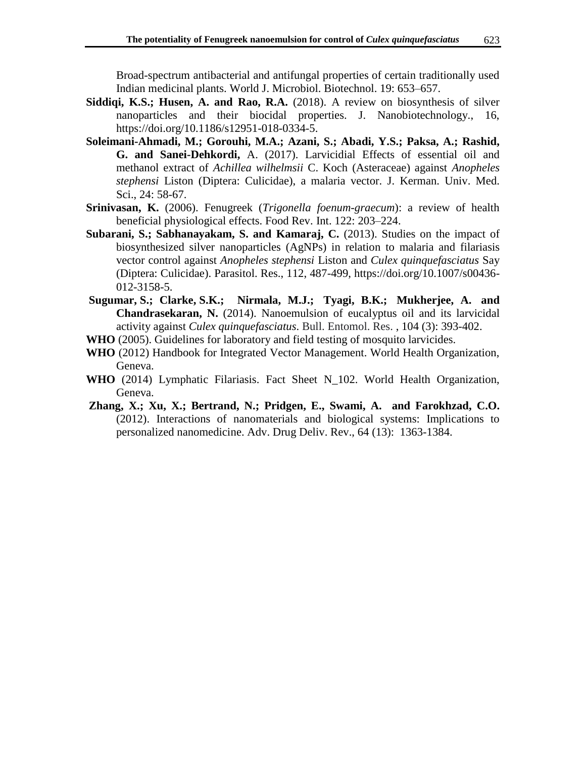Broad-spectrum antibacterial and antifungal properties of certain traditionally used Indian medicinal plants. World J. Microbiol. Biotechnol. 19: 653–657.

**Siddiqi, K.S.; Husen, A. and Rao, R.A.** (2018). A review on biosynthesis of silver nanoparticles and their biocidal properties. J. Nanobiotechnology., 16, https://doi.org/10.1186/s12951-018-0334-5.

**Soleimani-Ahmadi, M.; Gorouhi, M.A.; Azani, S.; Abadi, Y.S.; Paksa, A.; Rashid, G. and Sanei-Dehkordi,** A. (2017). Larvicidial Effects of essential oil and methanol extract of *Achillea wilhelmsii* C. Koch (Asteraceae) against *Anopheles stephensi* Liston (Diptera: Culicidae), a malaria vector. J. Kerman. Univ. Med. Sci., 24: 58-67.

**Srinivasan, K.** (2006). Fenugreek (*Trigonella foenum-graecum*): a review of health beneficial physiological effects. Food Rev. Int. 122: 203–224.

**Subarani, S.; Sabhanayakam, S. and Kamaraj, C.** (2013). Studies on the impact of biosynthesized silver nanoparticles (AgNPs) in relation to malaria and filariasis vector control against *Anopheles stephensi* Liston and *Culex quinquefasciatus* Say (Diptera: Culicidae). Parasitol. Res., 112, 487-499, https://doi.org/10.1007/s00436-012-3158-5.

**Sugumar, S.; Clarke, S.K.; Nirmala, M.J.; Tyagi, B.K.; Mukherjee, A. and Chandrasekaran, N.** (2014). Nanoemulsion of eucalyptus oil and its larvicidal activity against *Culex quinquefasciatus*. Bull. Entomol. Res. , 104 (3): 393-402.

**WHO** (2005). Guidelines for laboratory and field testing of mosquito larvicides.

**WHO** (2012) Handbook for Integrated Vector Management. World Health Organization, Geneva.

**WHO** (2014) Lymphatic Filariasis. Fact Sheet N_102. World Health Organization, Geneva.

**Zhang, X.; Xu, X.; Bertrand, N.; Pridgen, E., Swami, A. and Farokhzad, C.O.** (2012). Interactions of nanomaterials and biological systems: Implications to personalized nanomedicine. Adv. Drug Deliv. Rev., 64 (13): 1363-1384.